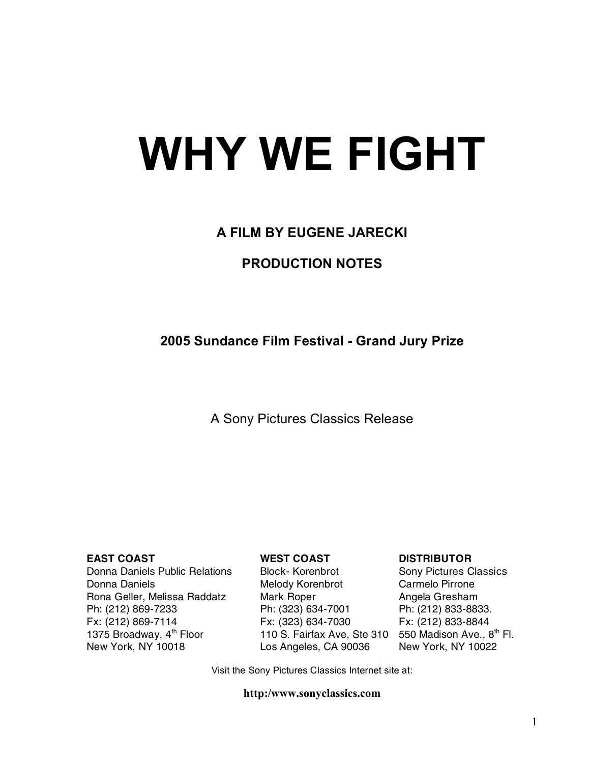# WHY WE FIGHT

**A FILM BY EUGENE JARECKI**

**PRODUCTION NOTES**

**2005 Sundance Film Festival - Grand Jury Prize**

A Sony Pictures Classics Release

**EAST COAST**
Donna Daniels Public Relations
Donna Daniels
Rona Geller, Melissa Raddatz
Ph: (212) 869-7233
Fx: (212) 869-7114
1375 Broadway, 4th Floor
New York, NY 10018

**WEST COAST**
Block- Korenbrot
Melody Korenbrot
Mark Roper
Ph: (323) 634-7001
Fx: (323) 634-7030
110 S. Fairfax Ave, Ste 310
Los Angeles, CA 90036

**DISTRIBUTOR**
Sony Pictures Classics
Carmelo Pirrone
Angela Gresham
Ph: (212) 833-8833.
Fx: (212) 833-8844
550 Madison Ave., 8th Fl.
New York, NY 10022

Visit the Sony Pictures Classics Internet site at:

**http:/www.sonyclassics.com**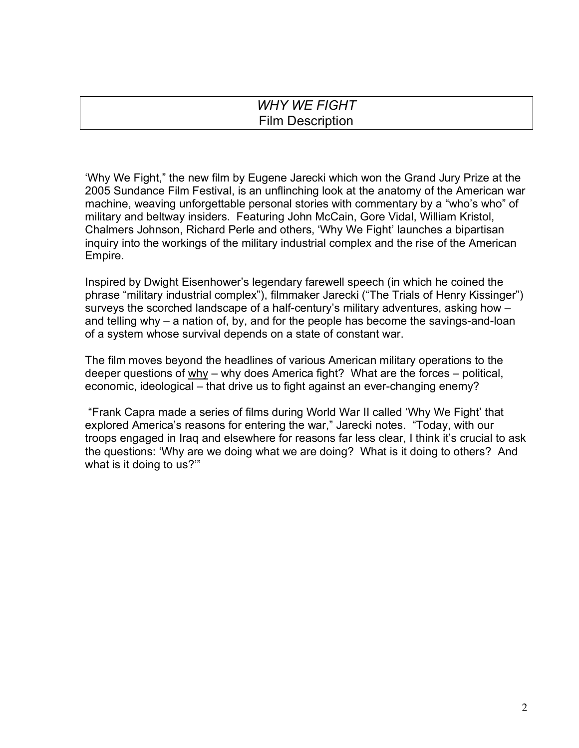# *WHY WE FIGHT*
## Film Description

'Why We Fight," the new film by Eugene Jarecki which won the Grand Jury Prize at the 2005 Sundance Film Festival, is an unflinching look at the anatomy of the American war machine, weaving unforgettable personal stories with commentary by a "who's who" of military and beltway insiders. Featuring John McCain, Gore Vidal, William Kristol, Chalmers Johnson, Richard Perle and others, 'Why We Fight' launches a bipartisan inquiry into the workings of the military industrial complex and the rise of the American Empire.

Inspired by Dwight Eisenhower's legendary farewell speech (in which he coined the phrase "military industrial complex"), filmmaker Jarecki ("The Trials of Henry Kissinger") surveys the scorched landscape of a half-century's military adventures, asking how – and telling why – a nation of, by, and for the people has become the savings-and-loan of a system whose survival depends on a state of constant war.

The film moves beyond the headlines of various American military operations to the deeper questions of <u>why</u> – why does America fight? What are the forces – political, economic, ideological – that drive us to fight against an ever-changing enemy?

"Frank Capra made a series of films during World War II called 'Why We Fight' that explored America's reasons for entering the war," Jarecki notes. "Today, with our troops engaged in Iraq and elsewhere for reasons far less clear, I think it's crucial to ask the questions: 'Why are we doing what we are doing? What is it doing to others? And what is it doing to us?'"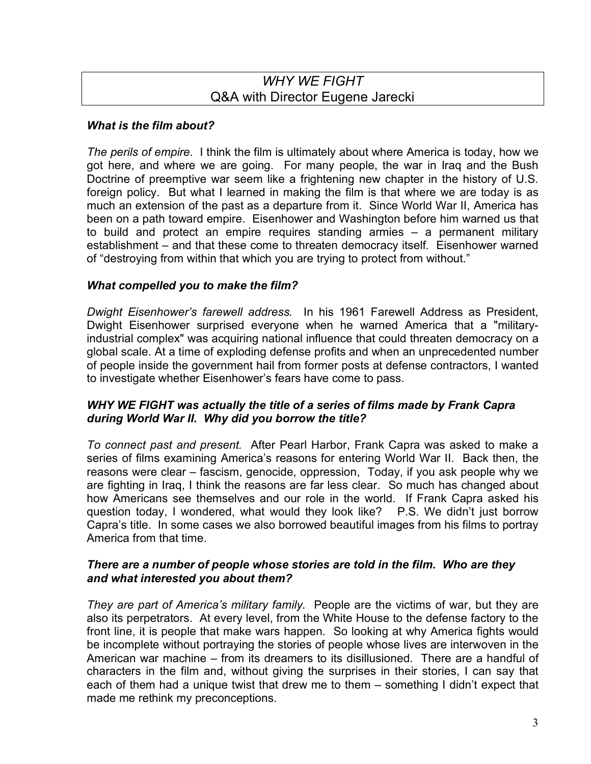# *WHY WE FIGHT*
## Q&A with Director Eugene Jarecki

***What is the film about?***

*The perils of empire*. I think the film is ultimately about where America is today, how we got here, and where we are going. For many people, the war in Iraq and the Bush Doctrine of preemptive war seem like a frightening new chapter in the history of U.S. foreign policy. But what I learned in making the film is that where we are today is as much an extension of the past as a departure from it. Since World War II, America has been on a path toward empire. Eisenhower and Washington before him warned us that to build and protect an empire requires standing armies – a permanent military establishment – and that these come to threaten democracy itself. Eisenhower warned of "destroying from within that which you are trying to protect from without."

***What compelled you to make the film?***

*Dwight Eisenhower's farewell address.* In his 1961 Farewell Address as President, Dwight Eisenhower surprised everyone when he warned America that a "military-industrial complex" was acquiring national influence that could threaten democracy on a global scale. At a time of exploding defense profits and when an unprecedented number of people inside the government hail from former posts at defense contractors, I wanted to investigate whether Eisenhower's fears have come to pass.

***WHY WE FIGHT was actually the title of a series of films made by Frank Capra during World War II. Why did you borrow the title?***

*To connect past and present.* After Pearl Harbor, Frank Capra was asked to make a series of films examining America's reasons for entering World War II. Back then, the reasons were clear – fascism, genocide, oppression, Today, if you ask people why we are fighting in Iraq, I think the reasons are far less clear. So much has changed about how Americans see themselves and our role in the world. If Frank Capra asked his question today, I wondered, what would they look like? P.S. We didn't just borrow Capra's title. In some cases we also borrowed beautiful images from his films to portray America from that time.

***There are a number of people whose stories are told in the film. Who are they and what interested you about them?***

*They are part of America's military family.* People are the victims of war, but they are also its perpetrators. At every level, from the White House to the defense factory to the front line, it is people that make wars happen. So looking at why America fights would be incomplete without portraying the stories of people whose lives are interwoven in the American war machine – from its dreamers to its disillusioned. There are a handful of characters in the film and, without giving the surprises in their stories, I can say that each of them had a unique twist that drew me to them – something I didn't expect that made me rethink my preconceptions.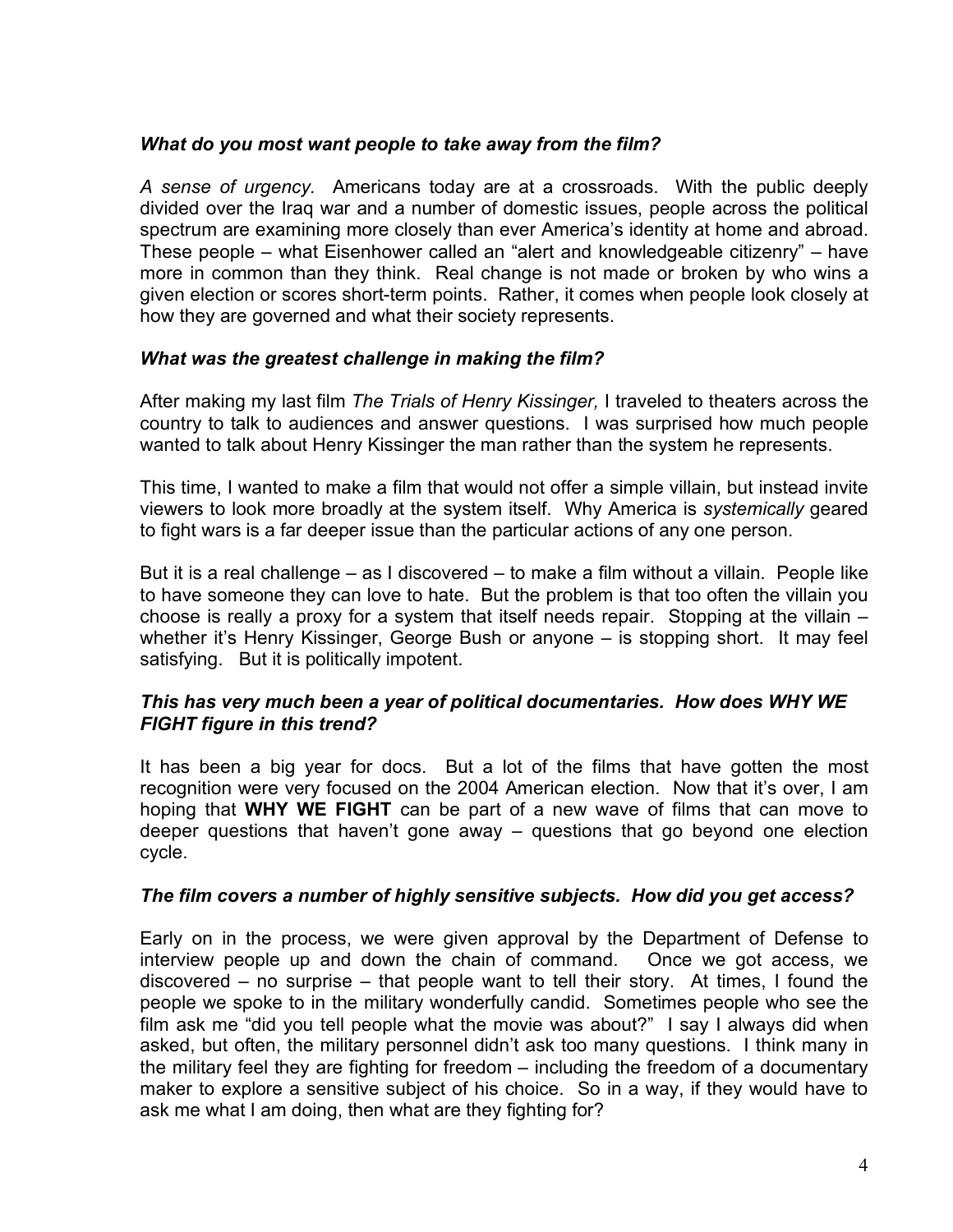***What do you most want people to take away from the film?***

*A sense of urgency.* Americans today are at a crossroads. With the public deeply divided over the Iraq war and a number of domestic issues, people across the political spectrum are examining more closely than ever America's identity at home and abroad. These people – what Eisenhower called an "alert and knowledgeable citizenry" – have more in common than they think. Real change is not made or broken by who wins a given election or scores short-term points. Rather, it comes when people look closely at how they are governed and what their society represents.

***What was the greatest challenge in making the film?***

After making my last film *The Trials of Henry Kissinger,* I traveled to theaters across the country to talk to audiences and answer questions. I was surprised how much people wanted to talk about Henry Kissinger the man rather than the system he represents.

This time, I wanted to make a film that would not offer a simple villain, but instead invite viewers to look more broadly at the system itself. Why America is *systemically* geared to fight wars is a far deeper issue than the particular actions of any one person.

But it is a real challenge – as I discovered – to make a film without a villain. People like to have someone they can love to hate. But the problem is that too often the villain you choose is really a proxy for a system that itself needs repair. Stopping at the villain – whether it's Henry Kissinger, George Bush or anyone – is stopping short. It may feel satisfying. But it is politically impotent.

***This has very much been a year of political documentaries. How does WHY WE FIGHT figure in this trend?***

It has been a big year for docs. But a lot of the films that have gotten the most recognition were very focused on the 2004 American election. Now that it's over, I am hoping that **WHY WE FIGHT** can be part of a new wave of films that can move to deeper questions that haven't gone away – questions that go beyond one election cycle.

***The film covers a number of highly sensitive subjects. How did you get access?***

Early on in the process, we were given approval by the Department of Defense to interview people up and down the chain of command. Once we got access, we discovered – no surprise – that people want to tell their story. At times, I found the people we spoke to in the military wonderfully candid. Sometimes people who see the film ask me "did you tell people what the movie was about?" I say I always did when asked, but often, the military personnel didn't ask too many questions. I think many in the military feel they are fighting for freedom – including the freedom of a documentary maker to explore a sensitive subject of his choice. So in a way, if they would have to ask me what I am doing, then what are they fighting for?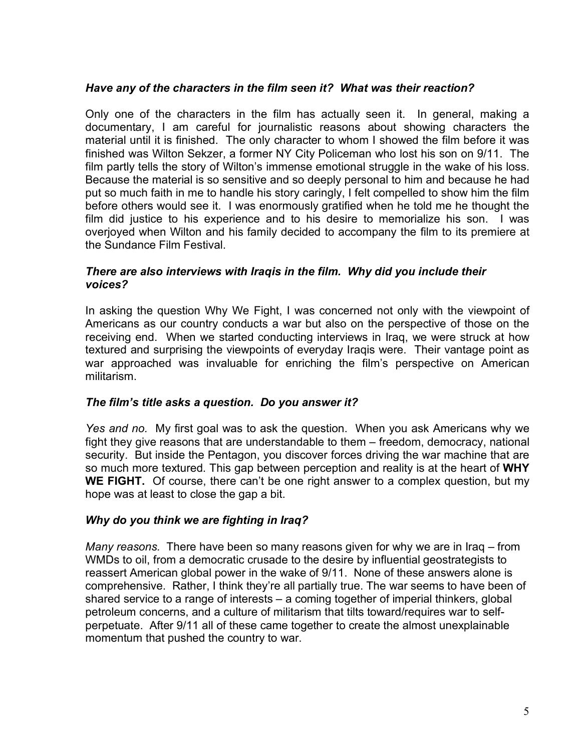***Have any of the characters in the film seen it? What was their reaction?***

Only one of the characters in the film has actually seen it. In general, making a documentary, I am careful for journalistic reasons about showing characters the material until it is finished. The only character to whom I showed the film before it was finished was Wilton Sekzer, a former NY City Policeman who lost his son on 9/11. The film partly tells the story of Wilton's immense emotional struggle in the wake of his loss. Because the material is so sensitive and so deeply personal to him and because he had put so much faith in me to handle his story caringly, I felt compelled to show him the film before others would see it. I was enormously gratified when he told me he thought the film did justice to his experience and to his desire to memorialize his son. I was overjoyed when Wilton and his family decided to accompany the film to its premiere at the Sundance Film Festival.

***There are also interviews with Iraqis in the film. Why did you include their voices?***

In asking the question Why We Fight, I was concerned not only with the viewpoint of Americans as our country conducts a war but also on the perspective of those on the receiving end. When we started conducting interviews in Iraq, we were struck at how textured and surprising the viewpoints of everyday Iraqis were. Their vantage point as war approached was invaluable for enriching the film's perspective on American militarism.

***The film's title asks a question. Do you answer it?***

*Yes and no.* My first goal was to ask the question. When you ask Americans why we fight they give reasons that are understandable to them – freedom, democracy, national security. But inside the Pentagon, you discover forces driving the war machine that are so much more textured. This gap between perception and reality is at the heart of **WHY WE FIGHT.** Of course, there can't be one right answer to a complex question, but my hope was at least to close the gap a bit.

***Why do you think we are fighting in Iraq?***

*Many reasons.* There have been so many reasons given for why we are in Iraq – from WMDs to oil, from a democratic crusade to the desire by influential geostrategists to reassert American global power in the wake of 9/11. None of these answers alone is comprehensive. Rather, I think they're all partially true. The war seems to have been of shared service to a range of interests – a coming together of imperial thinkers, global petroleum concerns, and a culture of militarism that tilts toward/requires war to self-perpetuate. After 9/11 all of these came together to create the almost unexplainable momentum that pushed the country to war.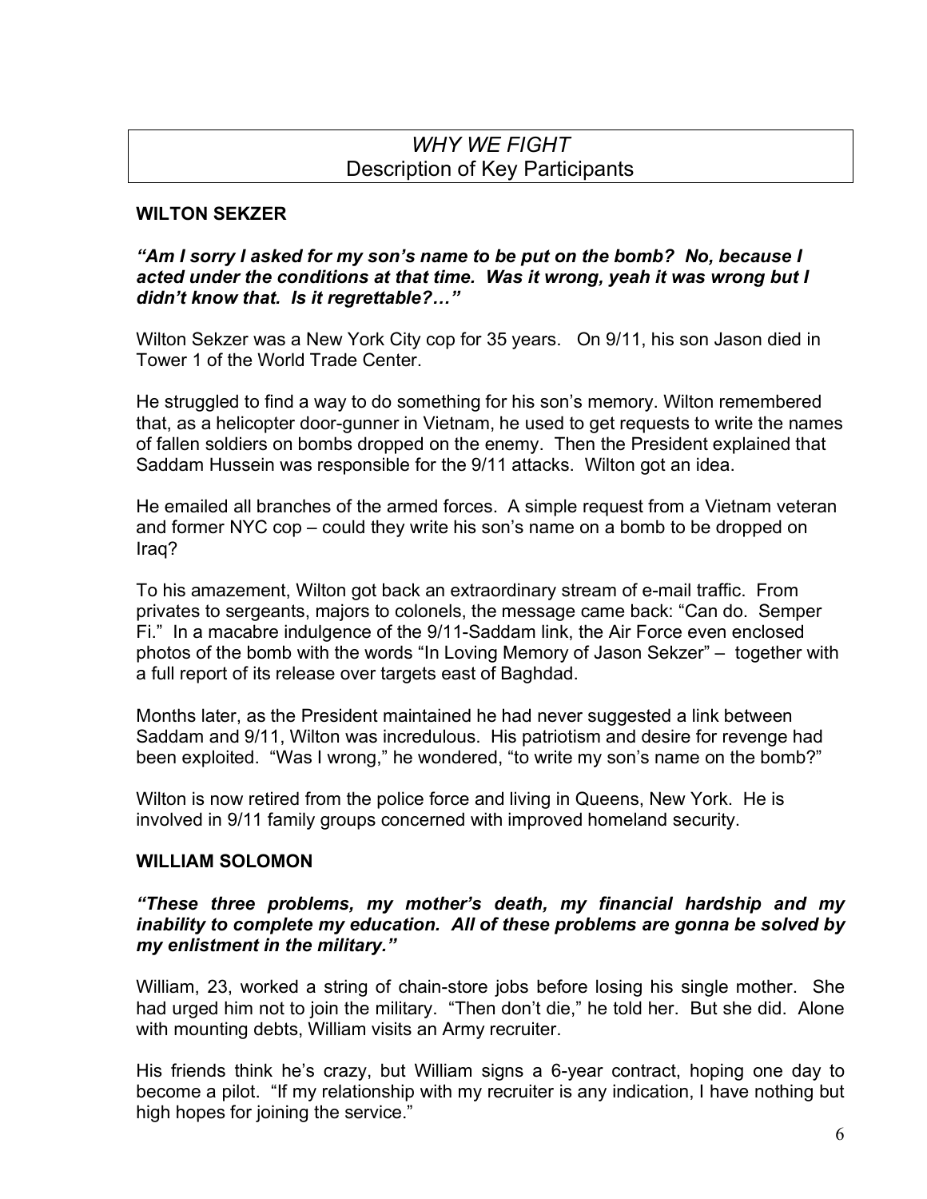# *WHY WE FIGHT*
## Description of Key Participants

### WILTON SEKZER

***"Am I sorry I asked for my son's name to be put on the bomb? No, because I acted under the conditions at that time. Was it wrong, yeah it was wrong but I didn't know that. Is it regrettable?…"***

Wilton Sekzer was a New York City cop for 35 years. On 9/11, his son Jason died in Tower 1 of the World Trade Center.

He struggled to find a way to do something for his son's memory. Wilton remembered that, as a helicopter door-gunner in Vietnam, he used to get requests to write the names of fallen soldiers on bombs dropped on the enemy. Then the President explained that Saddam Hussein was responsible for the 9/11 attacks. Wilton got an idea.

He emailed all branches of the armed forces. A simple request from a Vietnam veteran and former NYC cop – could they write his son's name on a bomb to be dropped on Iraq?

To his amazement, Wilton got back an extraordinary stream of e-mail traffic. From privates to sergeants, majors to colonels, the message came back: "Can do. Semper Fi." In a macabre indulgence of the 9/11-Saddam link, the Air Force even enclosed photos of the bomb with the words "In Loving Memory of Jason Sekzer" – together with a full report of its release over targets east of Baghdad.

Months later, as the President maintained he had never suggested a link between Saddam and 9/11, Wilton was incredulous. His patriotism and desire for revenge had been exploited. "Was I wrong," he wondered, "to write my son's name on the bomb?"

Wilton is now retired from the police force and living in Queens, New York. He is involved in 9/11 family groups concerned with improved homeland security.

### WILLIAM SOLOMON

***"These three problems, my mother's death, my financial hardship and my inability to complete my education. All of these problems are gonna be solved by my enlistment in the military."***

William, 23, worked a string of chain-store jobs before losing his single mother. She had urged him not to join the military. "Then don't die," he told her. But she did. Alone with mounting debts, William visits an Army recruiter.

His friends think he's crazy, but William signs a 6-year contract, hoping one day to become a pilot. "If my relationship with my recruiter is any indication, I have nothing but high hopes for joining the service."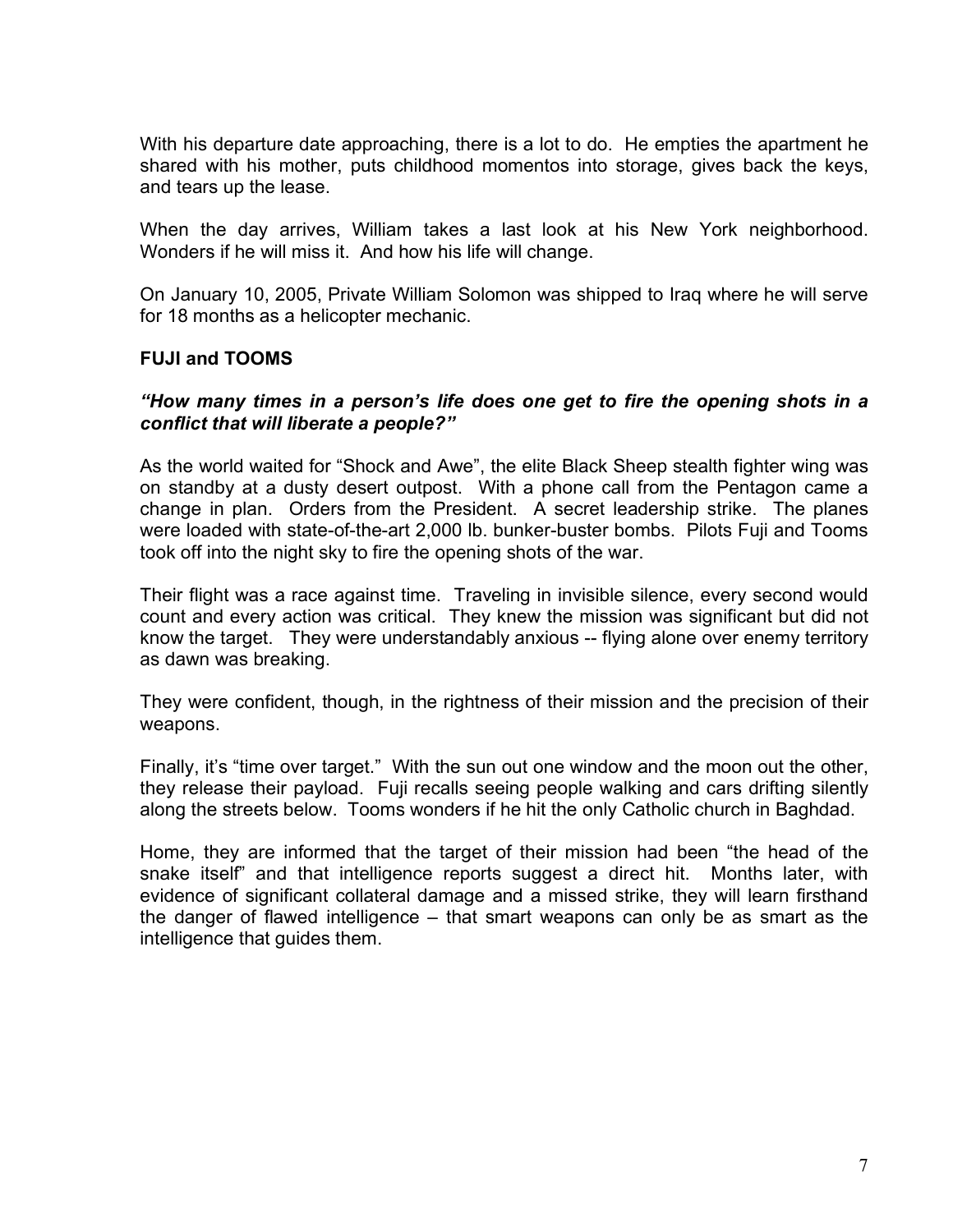With his departure date approaching, there is a lot to do. He empties the apartment he shared with his mother, puts childhood momentos into storage, gives back the keys, and tears up the lease.

When the day arrives, William takes a last look at his New York neighborhood. Wonders if he will miss it. And how his life will change.

On January 10, 2005, Private William Solomon was shipped to Iraq where he will serve for 18 months as a helicopter mechanic.

**FUJI and TOOMS**

***"How many times in a person's life does one get to fire the opening shots in a conflict that will liberate a people?"***

As the world waited for "Shock and Awe", the elite Black Sheep stealth fighter wing was on standby at a dusty desert outpost. With a phone call from the Pentagon came a change in plan. Orders from the President. A secret leadership strike. The planes were loaded with state-of-the-art 2,000 lb. bunker-buster bombs. Pilots Fuji and Tooms took off into the night sky to fire the opening shots of the war.

Their flight was a race against time. Traveling in invisible silence, every second would count and every action was critical. They knew the mission was significant but did not know the target. They were understandably anxious -- flying alone over enemy territory as dawn was breaking.

They were confident, though, in the rightness of their mission and the precision of their weapons.

Finally, it's "time over target." With the sun out one window and the moon out the other, they release their payload. Fuji recalls seeing people walking and cars drifting silently along the streets below. Tooms wonders if he hit the only Catholic church in Baghdad.

Home, they are informed that the target of their mission had been "the head of the snake itself" and that intelligence reports suggest a direct hit. Months later, with evidence of significant collateral damage and a missed strike, they will learn firsthand the danger of flawed intelligence – that smart weapons can only be as smart as the intelligence that guides them.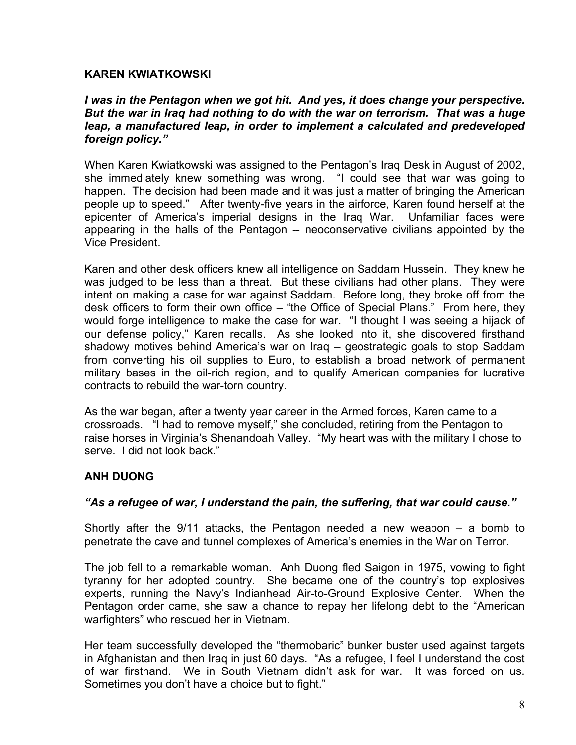## KAREN KWIATKOWSKI

***I was in the Pentagon when we got hit. And yes, it does change your perspective. But the war in Iraq had nothing to do with the war on terrorism. That was a huge leap, a manufactured leap, in order to implement a calculated and predeveloped foreign policy."***

When Karen Kwiatkowski was assigned to the Pentagon's Iraq Desk in August of 2002, she immediately knew something was wrong. "I could see that war was going to happen. The decision had been made and it was just a matter of bringing the American people up to speed." After twenty-five years in the airforce, Karen found herself at the epicenter of America's imperial designs in the Iraq War. Unfamiliar faces were appearing in the halls of the Pentagon -- neoconservative civilians appointed by the Vice President.

Karen and other desk officers knew all intelligence on Saddam Hussein. They knew he was judged to be less than a threat. But these civilians had other plans. They were intent on making a case for war against Saddam. Before long, they broke off from the desk officers to form their own office – "the Office of Special Plans." From here, they would forge intelligence to make the case for war. "I thought I was seeing a hijack of our defense policy," Karen recalls. As she looked into it, she discovered firsthand shadowy motives behind America's war on Iraq – geostrategic goals to stop Saddam from converting his oil supplies to Euro, to establish a broad network of permanent military bases in the oil-rich region, and to qualify American companies for lucrative contracts to rebuild the war-torn country.

As the war began, after a twenty year career in the Armed forces, Karen came to a crossroads. "I had to remove myself," she concluded, retiring from the Pentagon to raise horses in Virginia's Shenandoah Valley. "My heart was with the military I chose to serve. I did not look back."

## ANH DUONG

***"As a refugee of war, I understand the pain, the suffering, that war could cause."***

Shortly after the 9/11 attacks, the Pentagon needed a new weapon – a bomb to penetrate the cave and tunnel complexes of America's enemies in the War on Terror.

The job fell to a remarkable woman. Anh Duong fled Saigon in 1975, vowing to fight tyranny for her adopted country. She became one of the country's top explosives experts, running the Navy's Indianhead Air-to-Ground Explosive Center. When the Pentagon order came, she saw a chance to repay her lifelong debt to the "American warfighters" who rescued her in Vietnam.

Her team successfully developed the "thermobaric" bunker buster used against targets in Afghanistan and then Iraq in just 60 days. "As a refugee, I feel I understand the cost of war firsthand. We in South Vietnam didn't ask for war. It was forced on us. Sometimes you don't have a choice but to fight."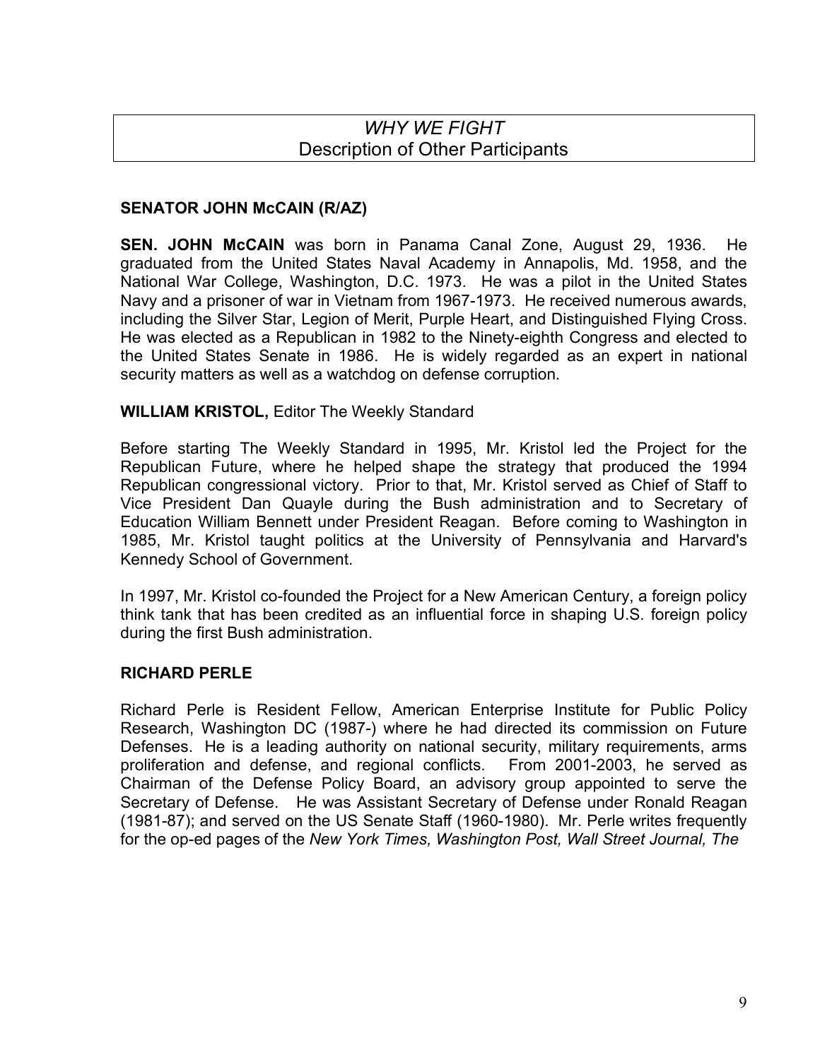## *WHY WE FIGHT*
## Description of Other Participants

### SENATOR JOHN McCAIN (R/AZ)

**SEN. JOHN McCAIN** was born in Panama Canal Zone, August 29, 1936. He graduated from the United States Naval Academy in Annapolis, Md. 1958, and the National War College, Washington, D.C. 1973. He was a pilot in the United States Navy and a prisoner of war in Vietnam from 1967-1973. He received numerous awards, including the Silver Star, Legion of Merit, Purple Heart, and Distinguished Flying Cross. He was elected as a Republican in 1982 to the Ninety-eighth Congress and elected to the United States Senate in 1986. He is widely regarded as an expert in national security matters as well as a watchdog on defense corruption.

**WILLIAM KRISTOL,** Editor The Weekly Standard

Before starting The Weekly Standard in 1995, Mr. Kristol led the Project for the Republican Future, where he helped shape the strategy that produced the 1994 Republican congressional victory. Prior to that, Mr. Kristol served as Chief of Staff to Vice President Dan Quayle during the Bush administration and to Secretary of Education William Bennett under President Reagan. Before coming to Washington in 1985, Mr. Kristol taught politics at the University of Pennsylvania and Harvard's Kennedy School of Government.

In 1997, Mr. Kristol co-founded the Project for a New American Century, a foreign policy think tank that has been credited as an influential force in shaping U.S. foreign policy during the first Bush administration.

### RICHARD PERLE

Richard Perle is Resident Fellow, American Enterprise Institute for Public Policy Research, Washington DC (1987-) where he had directed its commission on Future Defenses. He is a leading authority on national security, military requirements, arms proliferation and defense, and regional conflicts. From 2001-2003, he served as Chairman of the Defense Policy Board, an advisory group appointed to serve the Secretary of Defense. He was Assistant Secretary of Defense under Ronald Reagan (1981-87); and served on the US Senate Staff (1960-1980). Mr. Perle writes frequently for the op-ed pages of the *New York Times, Washington Post, Wall Street Journal, The*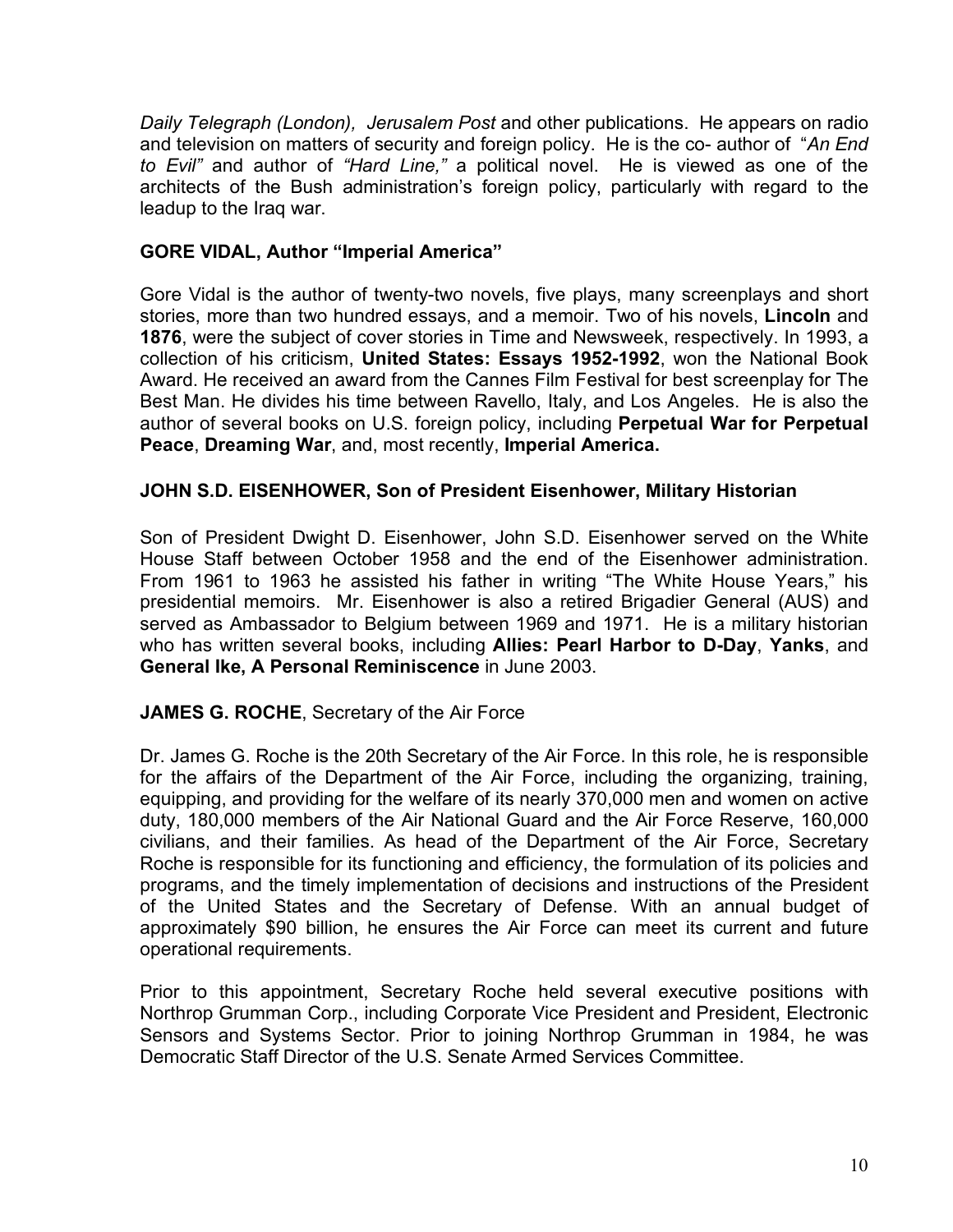*Daily Telegraph (London), Jerusalem Post* and other publications. He appears on radio and television on matters of security and foreign policy. He is the co- author of "*An End to Evil"* and author of *"Hard Line,"* a political novel. He is viewed as one of the architects of the Bush administration's foreign policy, particularly with regard to the leadup to the Iraq war.

**GORE VIDAL, Author "Imperial America"**

Gore Vidal is the author of twenty-two novels, five plays, many screenplays and short stories, more than two hundred essays, and a memoir. Two of his novels, **Lincoln** and **1876**, were the subject of cover stories in Time and Newsweek, respectively. In 1993, a collection of his criticism, **United States: Essays 1952-1992**, won the National Book Award. He received an award from the Cannes Film Festival for best screenplay for The Best Man. He divides his time between Ravello, Italy, and Los Angeles. He is also the author of several books on U.S. foreign policy, including **Perpetual War for Perpetual Peace**, **Dreaming War**, and, most recently, **Imperial America.**

**JOHN S.D. EISENHOWER, Son of President Eisenhower, Military Historian**

Son of President Dwight D. Eisenhower, John S.D. Eisenhower served on the White House Staff between October 1958 and the end of the Eisenhower administration. From 1961 to 1963 he assisted his father in writing "The White House Years," his presidential memoirs. Mr. Eisenhower is also a retired Brigadier General (AUS) and served as Ambassador to Belgium between 1969 and 1971. He is a military historian who has written several books, including **Allies: Pearl Harbor to D-Day**, **Yanks**, and **General Ike, A Personal Reminiscence** in June 2003.

**JAMES G. ROCHE**, Secretary of the Air Force

Dr. James G. Roche is the 20th Secretary of the Air Force. In this role, he is responsible for the affairs of the Department of the Air Force, including the organizing, training, equipping, and providing for the welfare of its nearly 370,000 men and women on active duty, 180,000 members of the Air National Guard and the Air Force Reserve, 160,000 civilians, and their families. As head of the Department of the Air Force, Secretary Roche is responsible for its functioning and efficiency, the formulation of its policies and programs, and the timely implementation of decisions and instructions of the President of the United States and the Secretary of Defense. With an annual budget of approximately $90 billion, he ensures the Air Force can meet its current and future operational requirements.

Prior to this appointment, Secretary Roche held several executive positions with Northrop Grumman Corp., including Corporate Vice President and President, Electronic Sensors and Systems Sector. Prior to joining Northrop Grumman in 1984, he was Democratic Staff Director of the U.S. Senate Armed Services Committee.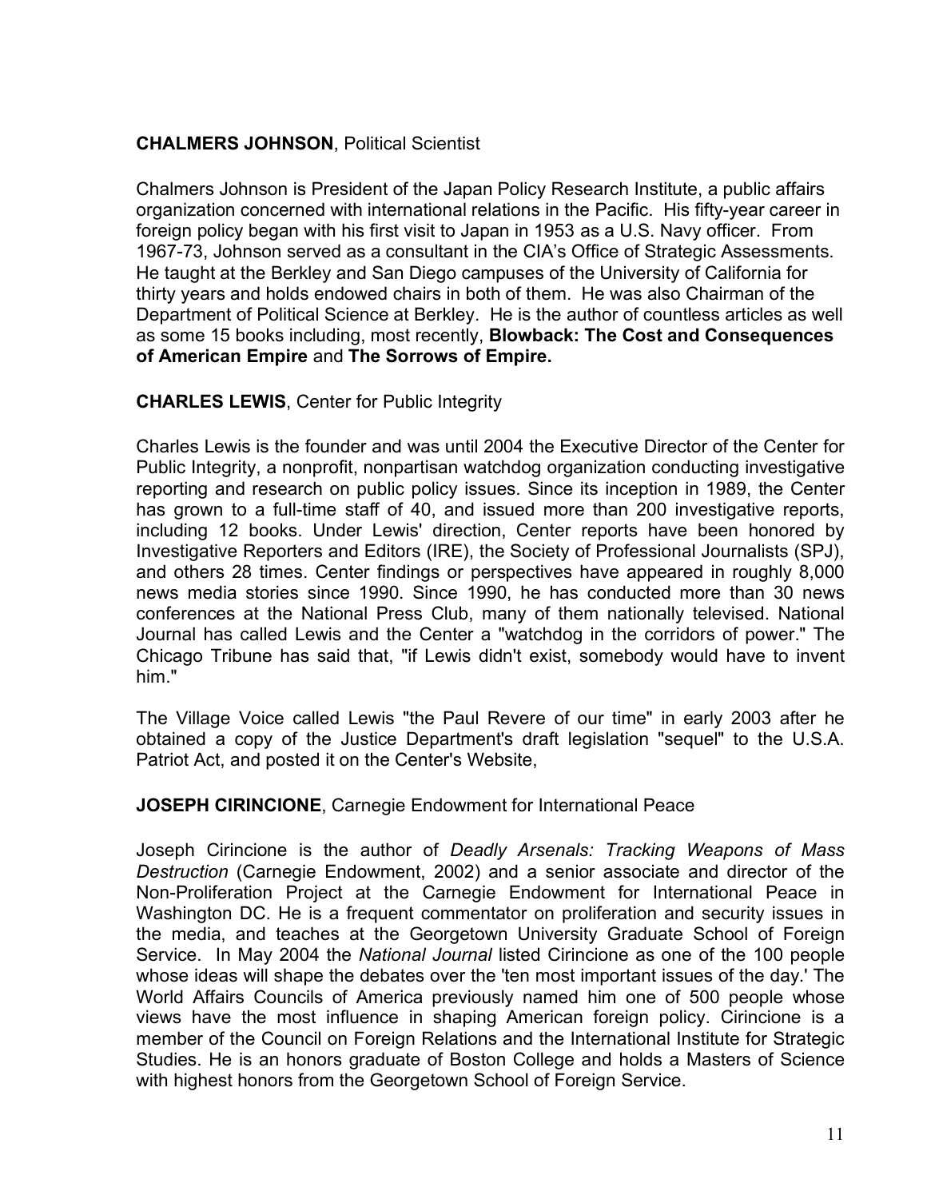**CHALMERS JOHNSON**, Political Scientist

Chalmers Johnson is President of the Japan Policy Research Institute, a public affairs organization concerned with international relations in the Pacific. His fifty-year career in foreign policy began with his first visit to Japan in 1953 as a U.S. Navy officer. From 1967-73, Johnson served as a consultant in the CIA's Office of Strategic Assessments. He taught at the Berkley and San Diego campuses of the University of California for thirty years and holds endowed chairs in both of them. He was also Chairman of the Department of Political Science at Berkley. He is the author of countless articles as well as some 15 books including, most recently, **Blowback: The Cost and Consequences of American Empire** and **The Sorrows of Empire.**

**CHARLES LEWIS**, Center for Public Integrity

Charles Lewis is the founder and was until 2004 the Executive Director of the Center for Public Integrity, a nonprofit, nonpartisan watchdog organization conducting investigative reporting and research on public policy issues. Since its inception in 1989, the Center has grown to a full-time staff of 40, and issued more than 200 investigative reports, including 12 books. Under Lewis' direction, Center reports have been honored by Investigative Reporters and Editors (IRE), the Society of Professional Journalists (SPJ), and others 28 times. Center findings or perspectives have appeared in roughly 8,000 news media stories since 1990. Since 1990, he has conducted more than 30 news conferences at the National Press Club, many of them nationally televised. National Journal has called Lewis and the Center a "watchdog in the corridors of power." The Chicago Tribune has said that, "if Lewis didn't exist, somebody would have to invent him."

The Village Voice called Lewis "the Paul Revere of our time" in early 2003 after he obtained a copy of the Justice Department's draft legislation "sequel" to the U.S.A. Patriot Act, and posted it on the Center's Website,

**JOSEPH CIRINCIONE**, Carnegie Endowment for International Peace

Joseph Cirincione is the author of *Deadly Arsenals: Tracking Weapons of Mass Destruction* (Carnegie Endowment, 2002) and a senior associate and director of the Non-Proliferation Project at the Carnegie Endowment for International Peace in Washington DC. He is a frequent commentator on proliferation and security issues in the media, and teaches at the Georgetown University Graduate School of Foreign Service. In May 2004 the *National Journal* listed Cirincione as one of the 100 people whose ideas will shape the debates over the 'ten most important issues of the day.' The World Affairs Councils of America previously named him one of 500 people whose views have the most influence in shaping American foreign policy. Cirincione is a member of the Council on Foreign Relations and the International Institute for Strategic Studies. He is an honors graduate of Boston College and holds a Masters of Science with highest honors from the Georgetown School of Foreign Service.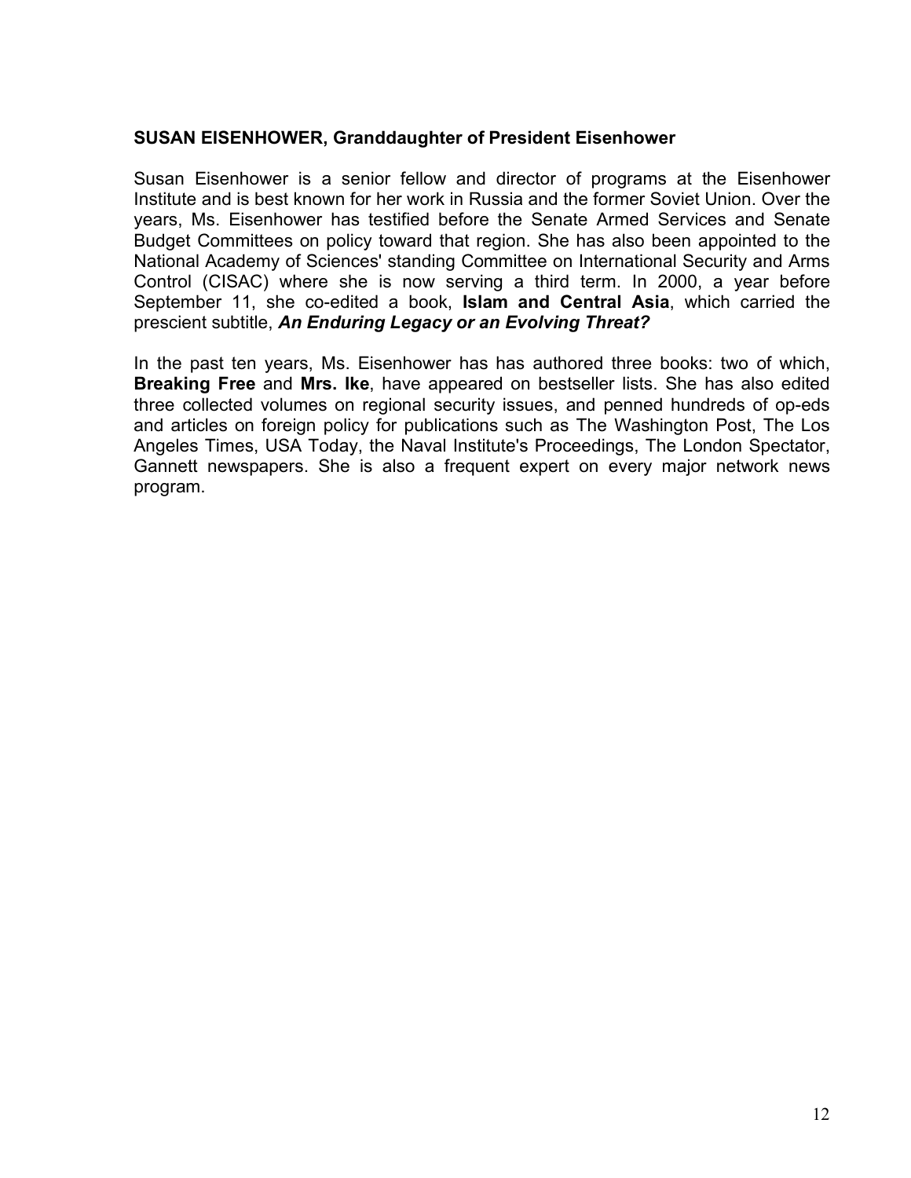**SUSAN EISENHOWER, Granddaughter of President Eisenhower**

Susan Eisenhower is a senior fellow and director of programs at the Eisenhower Institute and is best known for her work in Russia and the former Soviet Union. Over the years, Ms. Eisenhower has testified before the Senate Armed Services and Senate Budget Committees on policy toward that region. She has also been appointed to the National Academy of Sciences' standing Committee on International Security and Arms Control (CISAC) where she is now serving a third term. In 2000, a year before September 11, she co-edited a book, **Islam and Central Asia**, which carried the prescient subtitle, ***An Enduring Legacy or an Evolving Threat?***

In the past ten years, Ms. Eisenhower has has authored three books: two of which, **Breaking Free** and **Mrs. Ike**, have appeared on bestseller lists. She has also edited three collected volumes on regional security issues, and penned hundreds of op-eds and articles on foreign policy for publications such as The Washington Post, The Los Angeles Times, USA Today, the Naval Institute's Proceedings, The London Spectator, Gannett newspapers. She is also a frequent expert on every major network news program.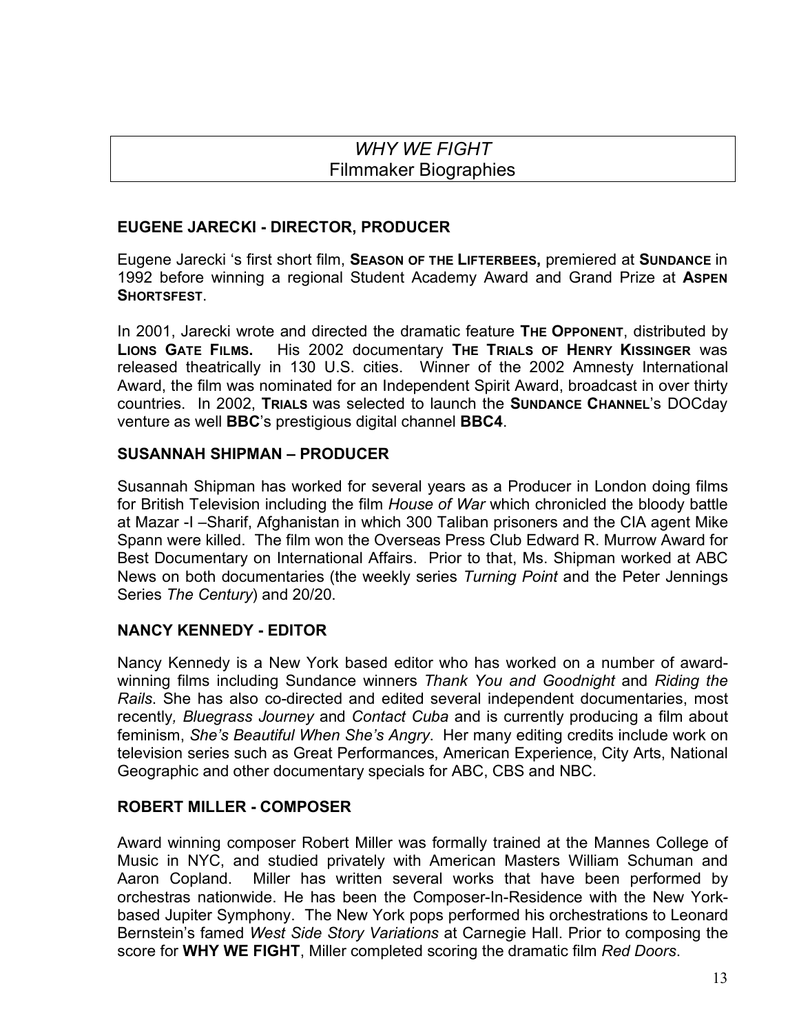# *WHY WE FIGHT*
# Filmmaker Biographies

## EUGENE JARECKI - DIRECTOR, PRODUCER

Eugene Jarecki 's first short film, **SEASON OF THE LIFTERBEES,** premiered at **SUNDANCE** in 1992 before winning a regional Student Academy Award and Grand Prize at **ASPEN SHORTSFEST**.

In 2001, Jarecki wrote and directed the dramatic feature **THE OPPONENT**, distributed by **LIONS GATE FILMS.** His 2002 documentary **THE TRIALS OF HENRY KISSINGER** was released theatrically in 130 U.S. cities. Winner of the 2002 Amnesty International Award, the film was nominated for an Independent Spirit Award, broadcast in over thirty countries. In 2002, **TRIALS** was selected to launch the **SUNDANCE CHANNEL**'s DOCday venture as well **BBC**'s prestigious digital channel **BBC4**.

## SUSANNAH SHIPMAN – PRODUCER

Susannah Shipman has worked for several years as a Producer in London doing films for British Television including the film *House of War* which chronicled the bloody battle at Mazar -I –Sharif, Afghanistan in which 300 Taliban prisoners and the CIA agent Mike Spann were killed. The film won the Overseas Press Club Edward R. Murrow Award for Best Documentary on International Affairs. Prior to that, Ms. Shipman worked at ABC News on both documentaries (the weekly series *Turning Point* and the Peter Jennings Series *The Century*) and 20/20.

## NANCY KENNEDY - EDITOR

Nancy Kennedy is a New York based editor who has worked on a number of award-winning films including Sundance winners *Thank You and Goodnight* and *Riding the Rails*. She has also co-directed and edited several independent documentaries, most recently*, Bluegrass Journey* and *Contact Cuba* and is currently producing a film about feminism, *She's Beautiful When She's Angry*. Her many editing credits include work on television series such as Great Performances, American Experience, City Arts, National Geographic and other documentary specials for ABC, CBS and NBC.

## ROBERT MILLER - COMPOSER

Award winning composer Robert Miller was formally trained at the Mannes College of Music in NYC, and studied privately with American Masters William Schuman and Aaron Copland. Miller has written several works that have been performed by orchestras nationwide. He has been the Composer-In-Residence with the New York-based Jupiter Symphony. The New York pops performed his orchestrations to Leonard Bernstein's famed *West Side Story Variations* at Carnegie Hall. Prior to composing the score for **WHY WE FIGHT**, Miller completed scoring the dramatic film *Red Doors*.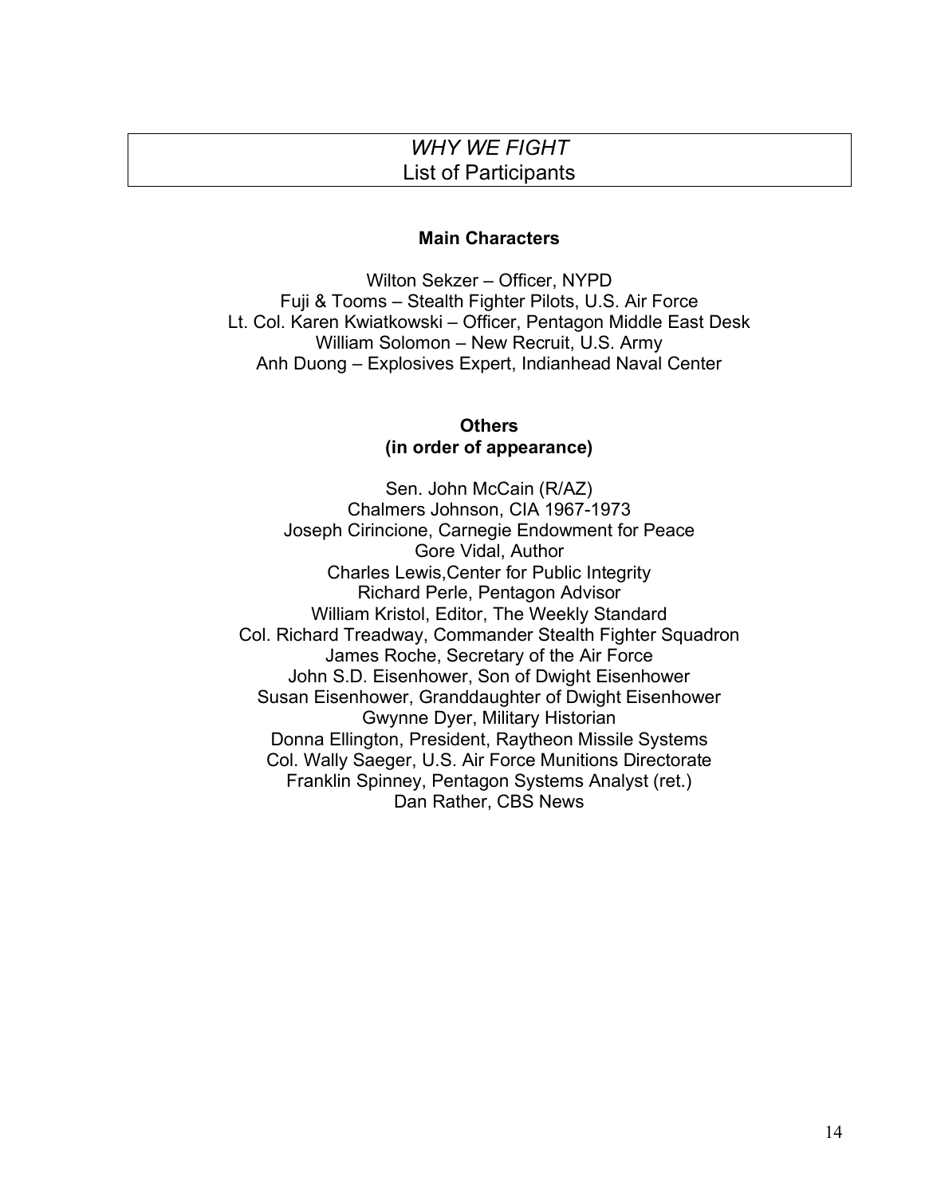# *WHY WE FIGHT*
# List of Participants

**Main Characters**

Wilton Sekzer – Officer, NYPD
Fuji & Tooms – Stealth Fighter Pilots, U.S. Air Force
Lt. Col. Karen Kwiatkowski – Officer, Pentagon Middle East Desk
William Solomon – New Recruit, U.S. Army
Anh Duong – Explosives Expert, Indianhead Naval Center

**Others**
**(in order of appearance)**

Sen. John McCain (R/AZ)
Chalmers Johnson, CIA 1967-1973
Joseph Cirincione, Carnegie Endowment for Peace
Gore Vidal, Author
Charles Lewis,Center for Public Integrity
Richard Perle, Pentagon Advisor
William Kristol, Editor, The Weekly Standard
Col. Richard Treadway, Commander Stealth Fighter Squadron
James Roche, Secretary of the Air Force
John S.D. Eisenhower, Son of Dwight Eisenhower
Susan Eisenhower, Granddaughter of Dwight Eisenhower
Gwynne Dyer, Military Historian
Donna Ellington, President, Raytheon Missile Systems
Col. Wally Saeger, U.S. Air Force Munitions Directorate
Franklin Spinney, Pentagon Systems Analyst (ret.)
Dan Rather, CBS News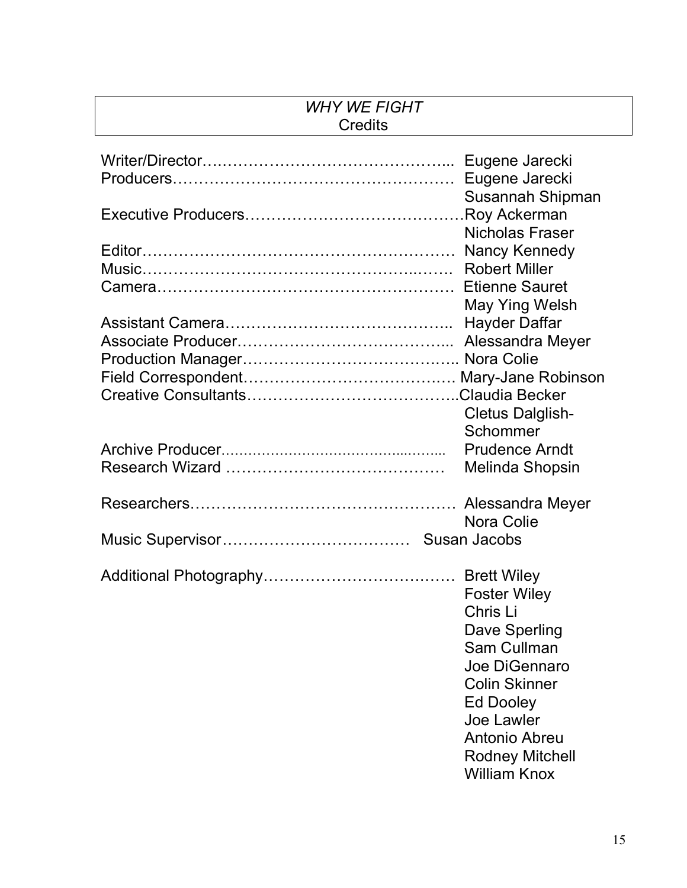## *WHY WE FIGHT*
## Credits

Writer/Director………………………………………... Eugene Jarecki
Producers……………………………………………… Eugene Jarecki
Susannah Shipman
Executive Producers…………………………………Roy Ackerman
Nicholas Fraser
Editor…………………………………………………… Nancy Kennedy
Music…………………………………………….……. Robert Miller
Camera………………………………………………… Etienne Sauret
May Ying Welsh
Assistant Camera…………………………………….. Hayder Daffar
Associate Producer…………………………………... Alessandra Meyer
Production Manager……………………………….….. Nora Colie
Field Correspondent……………………………….…. Mary-Jane Robinson
Creative Consultants…………………………………..Claudia Becker
Cletus Dalglish-Schommer
Archive Producer……………………………………... Prudence Arndt
Research Wizard ……………………………………. Melinda Shopsin

Researchers…………………………………………… Alessandra Meyer
Nora Colie
Music Supervisor……………………………… Susan Jacobs

Additional Photography……………………………… Brett Wiley
Foster Wiley
Chris Li
Dave Sperling
Sam Cullman
Joe DiGennaro
Colin Skinner
Ed Dooley
Joe Lawler
Antonio Abreu
Rodney Mitchell
William Knox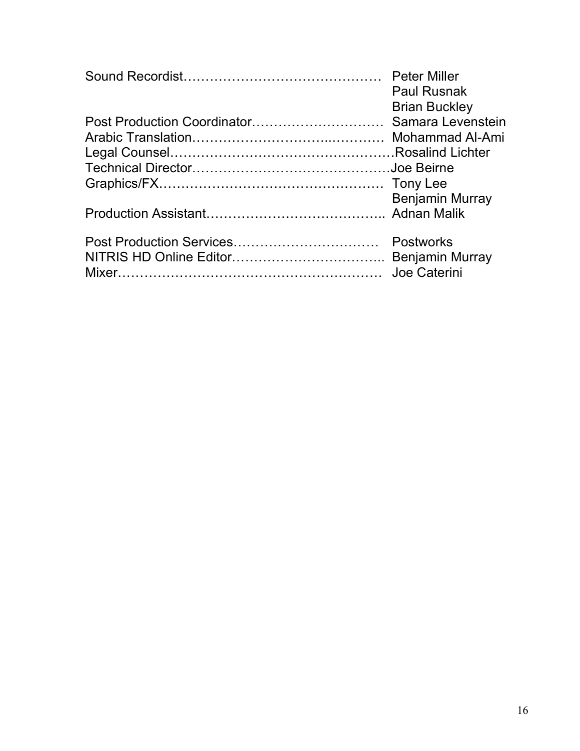Sound Recordist……………………………………… Peter Miller
Paul Rusnak
Brian Buckley
Post Production Coordinator………………………… Samara Levenstein
Arabic Translation……………………….………… Mohammad Al-Ami
Legal Counsel……………………………………………Rosalind Lichter
Technical Director………………………………………Joe Beirne
Graphics/FX…………………………………………… Tony Lee
Benjamin Murray
Production Assistant………………………………….. Adnan Malik

Post Production Services…………………………… Postworks
NITRIS HD Online Editor…………………………….. Benjamin Murray
Mixer…………………………………………………… Joe Caterini